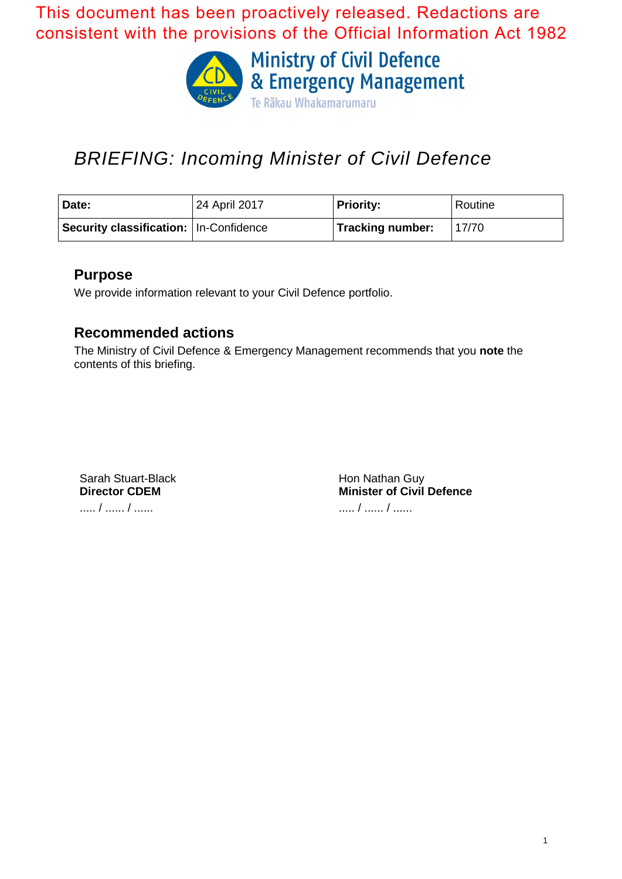This document has been proactively released. Redactions are consistent with the provisions of the Official Information Act 1982

Ministry of Civil Defence & Emergency Management

Te Rākau Whakamarumaru

# *BRIEFING: Incoming Minister of Civil Defence*

| **Date:** | 24 April 2017 | **Priority:** | Routine |
|---|---|---|---|
| **Security classification:** | In-Confidence | **Tracking number:** | 17/70 |

## Purpose

We provide information relevant to your Civil Defence portfolio.

## Recommended actions

The Ministry of Civil Defence & Emergency Management recommends that you **note** the contents of this briefing.

Sarah Stuart-Black
**Director CDEM**
..... / ...... / ......

Hon Nathan Guy
**Minister of Civil Defence**
..... / ...... / ......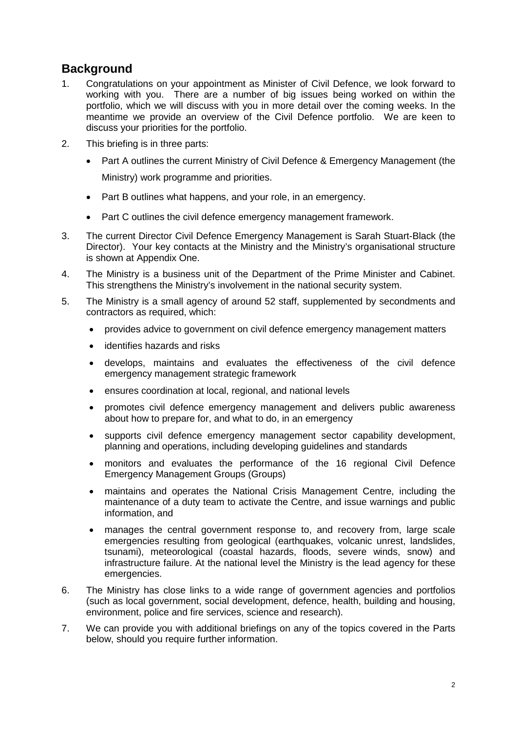## Background

1. Congratulations on your appointment as Minister of Civil Defence, we look forward to working with you. There are a number of big issues being worked on within the portfolio, which we will discuss with you in more detail over the coming weeks. In the meantime we provide an overview of the Civil Defence portfolio. We are keen to discuss your priorities for the portfolio.

2. This briefing is in three parts:

   - Part A outlines the current Ministry of Civil Defence & Emergency Management (the Ministry) work programme and priorities.
   - Part B outlines what happens, and your role, in an emergency.
   - Part C outlines the civil defence emergency management framework.

3. The current Director Civil Defence Emergency Management is Sarah Stuart-Black (the Director). Your key contacts at the Ministry and the Ministry's organisational structure is shown at Appendix One.

4. The Ministry is a business unit of the Department of the Prime Minister and Cabinet. This strengthens the Ministry's involvement in the national security system.

5. The Ministry is a small agency of around 52 staff, supplemented by secondments and contractors as required, which:

   - provides advice to government on civil defence emergency management matters
   - identifies hazards and risks
   - develops, maintains and evaluates the effectiveness of the civil defence emergency management strategic framework
   - ensures coordination at local, regional, and national levels
   - promotes civil defence emergency management and delivers public awareness about how to prepare for, and what to do, in an emergency
   - supports civil defence emergency management sector capability development, planning and operations, including developing guidelines and standards
   - monitors and evaluates the performance of the 16 regional Civil Defence Emergency Management Groups (Groups)
   - maintains and operates the National Crisis Management Centre, including the maintenance of a duty team to activate the Centre, and issue warnings and public information, and
   - manages the central government response to, and recovery from, large scale emergencies resulting from geological (earthquakes, volcanic unrest, landslides, tsunami), meteorological (coastal hazards, floods, severe winds, snow) and infrastructure failure. At the national level the Ministry is the lead agency for these emergencies.

6. The Ministry has close links to a wide range of government agencies and portfolios (such as local government, social development, defence, health, building and housing, environment, police and fire services, science and research).

7. We can provide you with additional briefings on any of the topics covered in the Parts below, should you require further information.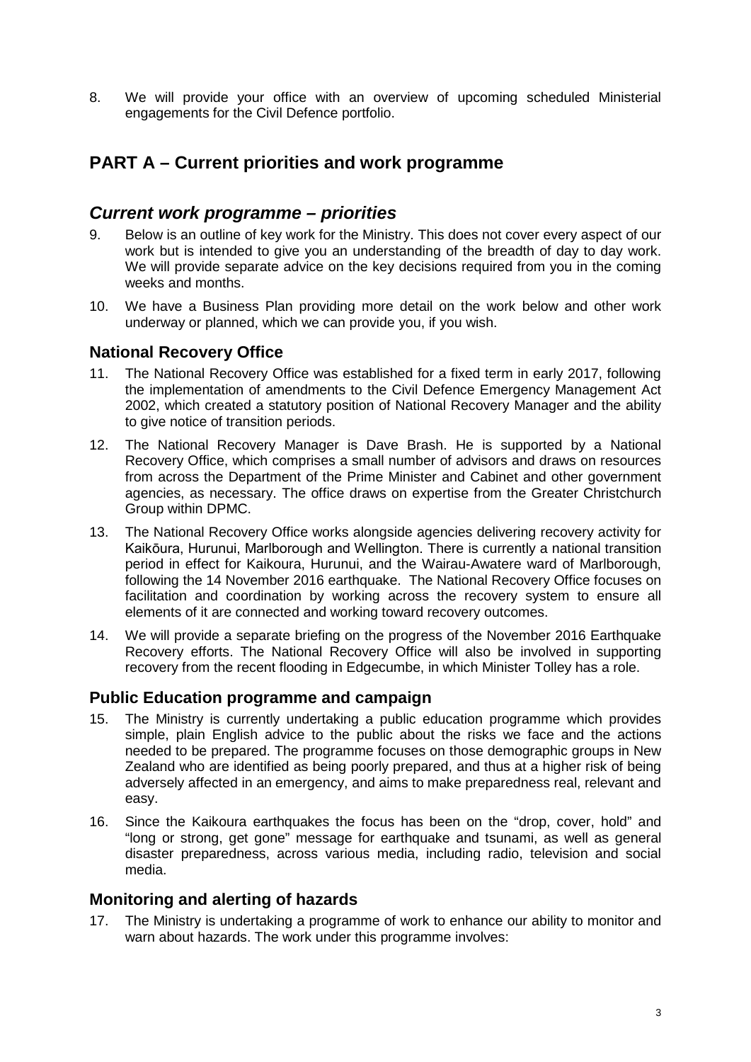8. We will provide your office with an overview of upcoming scheduled Ministerial engagements for the Civil Defence portfolio.

## PART A – Current priorities and work programme

### *Current work programme – priorities*

9. Below is an outline of key work for the Ministry. This does not cover every aspect of our work but is intended to give you an understanding of the breadth of day to day work. We will provide separate advice on the key decisions required from you in the coming weeks and months.

10. We have a Business Plan providing more detail on the work below and other work underway or planned, which we can provide you, if you wish.

#### National Recovery Office

11. The National Recovery Office was established for a fixed term in early 2017, following the implementation of amendments to the Civil Defence Emergency Management Act 2002, which created a statutory position of National Recovery Manager and the ability to give notice of transition periods.

12. The National Recovery Manager is Dave Brash. He is supported by a National Recovery Office, which comprises a small number of advisors and draws on resources from across the Department of the Prime Minister and Cabinet and other government agencies, as necessary. The office draws on expertise from the Greater Christchurch Group within DPMC.

13. The National Recovery Office works alongside agencies delivering recovery activity for Kaikōura, Hurunui, Marlborough and Wellington. There is currently a national transition period in effect for Kaikoura, Hurunui, and the Wairau-Awatere ward of Marlborough, following the 14 November 2016 earthquake. The National Recovery Office focuses on facilitation and coordination by working across the recovery system to ensure all elements of it are connected and working toward recovery outcomes.

14. We will provide a separate briefing on the progress of the November 2016 Earthquake Recovery efforts. The National Recovery Office will also be involved in supporting recovery from the recent flooding in Edgecumbe, in which Minister Tolley has a role.

#### Public Education programme and campaign

15. The Ministry is currently undertaking a public education programme which provides simple, plain English advice to the public about the risks we face and the actions needed to be prepared. The programme focuses on those demographic groups in New Zealand who are identified as being poorly prepared, and thus at a higher risk of being adversely affected in an emergency, and aims to make preparedness real, relevant and easy.

16. Since the Kaikoura earthquakes the focus has been on the "drop, cover, hold" and "long or strong, get gone" message for earthquake and tsunami, as well as general disaster preparedness, across various media, including radio, television and social media.

#### Monitoring and alerting of hazards

17. The Ministry is undertaking a programme of work to enhance our ability to monitor and warn about hazards. The work under this programme involves: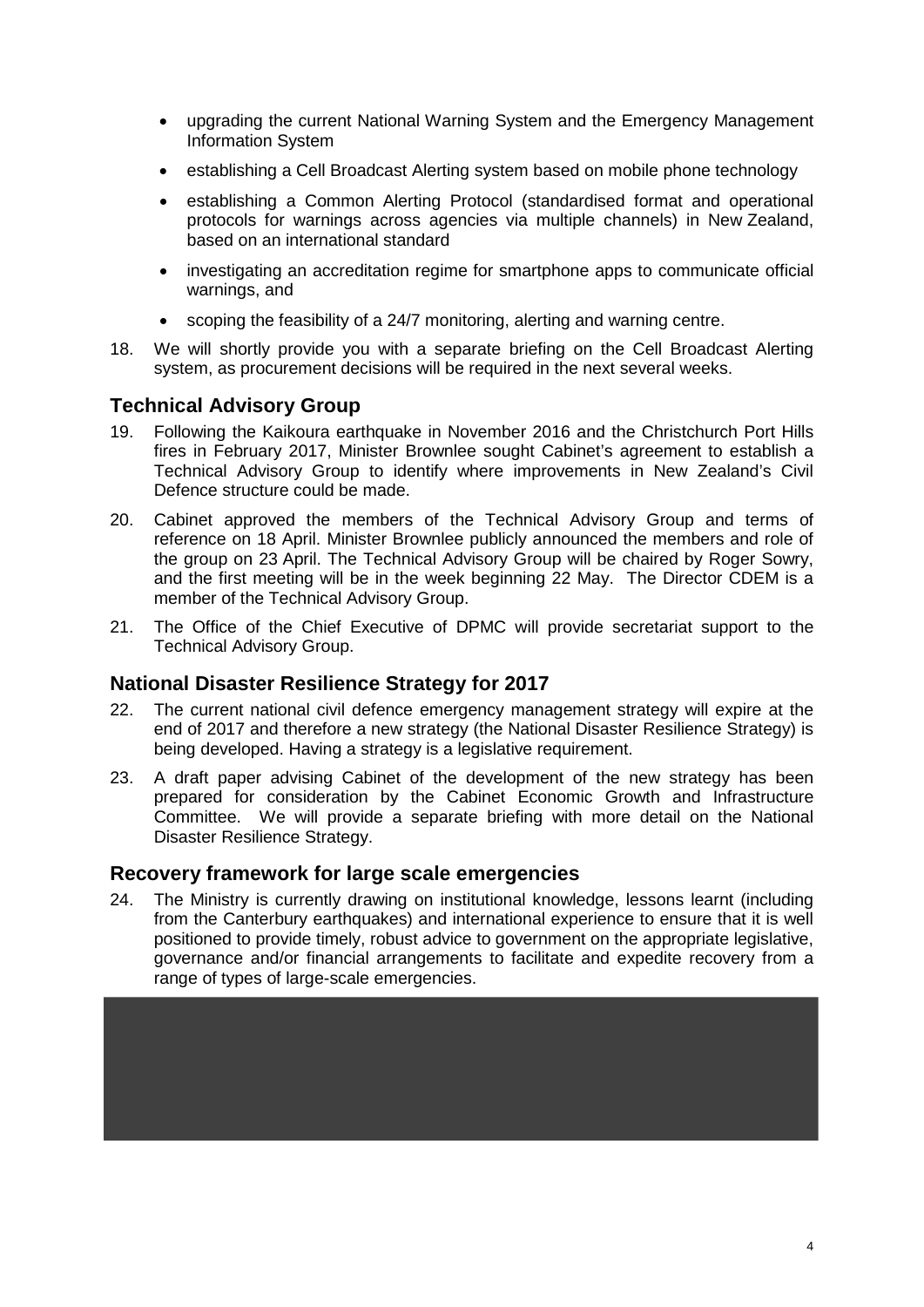- upgrading the current National Warning System and the Emergency Management Information System
- establishing a Cell Broadcast Alerting system based on mobile phone technology
- establishing a Common Alerting Protocol (standardised format and operational protocols for warnings across agencies via multiple channels) in New Zealand, based on an international standard
- investigating an accreditation regime for smartphone apps to communicate official warnings, and
- scoping the feasibility of a 24/7 monitoring, alerting and warning centre.

18. We will shortly provide you with a separate briefing on the Cell Broadcast Alerting system, as procurement decisions will be required in the next several weeks.

## Technical Advisory Group

19. Following the Kaikoura earthquake in November 2016 and the Christchurch Port Hills fires in February 2017, Minister Brownlee sought Cabinet's agreement to establish a Technical Advisory Group to identify where improvements in New Zealand's Civil Defence structure could be made.

20. Cabinet approved the members of the Technical Advisory Group and terms of reference on 18 April. Minister Brownlee publicly announced the members and role of the group on 23 April. The Technical Advisory Group will be chaired by Roger Sowry, and the first meeting will be in the week beginning 22 May. The Director CDEM is a member of the Technical Advisory Group.

21. The Office of the Chief Executive of DPMC will provide secretariat support to the Technical Advisory Group.

## National Disaster Resilience Strategy for 2017

22. The current national civil defence emergency management strategy will expire at the end of 2017 and therefore a new strategy (the National Disaster Resilience Strategy) is being developed. Having a strategy is a legislative requirement.

23. A draft paper advising Cabinet of the development of the new strategy has been prepared for consideration by the Cabinet Economic Growth and Infrastructure Committee. We will provide a separate briefing with more detail on the National Disaster Resilience Strategy.

## Recovery framework for large scale emergencies

24. The Ministry is currently drawing on institutional knowledge, lessons learnt (including from the Canterbury earthquakes) and international experience to ensure that it is well positioned to provide timely, robust advice to government on the appropriate legislative, governance and/or financial arrangements to facilitate and expedite recovery from a range of types of large-scale emergencies.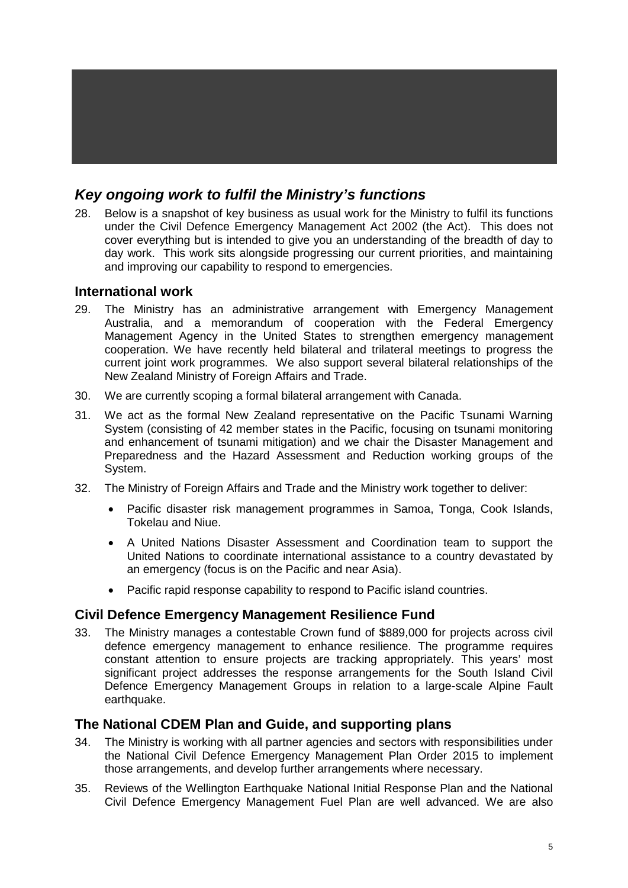## *Key ongoing work to fulfil the Ministry's functions*

28. Below is a snapshot of key business as usual work for the Ministry to fulfil its functions under the Civil Defence Emergency Management Act 2002 (the Act). This does not cover everything but is intended to give you an understanding of the breadth of day to day work. This work sits alongside progressing our current priorities, and maintaining and improving our capability to respond to emergencies.

### International work

29. The Ministry has an administrative arrangement with Emergency Management Australia, and a memorandum of cooperation with the Federal Emergency Management Agency in the United States to strengthen emergency management cooperation. We have recently held bilateral and trilateral meetings to progress the current joint work programmes. We also support several bilateral relationships of the New Zealand Ministry of Foreign Affairs and Trade.

30. We are currently scoping a formal bilateral arrangement with Canada.

31. We act as the formal New Zealand representative on the Pacific Tsunami Warning System (consisting of 42 member states in the Pacific, focusing on tsunami monitoring and enhancement of tsunami mitigation) and we chair the Disaster Management and Preparedness and the Hazard Assessment and Reduction working groups of the System.

32. The Ministry of Foreign Affairs and Trade and the Ministry work together to deliver:

    - Pacific disaster risk management programmes in Samoa, Tonga, Cook Islands, Tokelau and Niue.
    - A United Nations Disaster Assessment and Coordination team to support the United Nations to coordinate international assistance to a country devastated by an emergency (focus is on the Pacific and near Asia).
    - Pacific rapid response capability to respond to Pacific island countries.

### Civil Defence Emergency Management Resilience Fund

33. The Ministry manages a contestable Crown fund of $889,000 for projects across civil defence emergency management to enhance resilience. The programme requires constant attention to ensure projects are tracking appropriately. This years' most significant project addresses the response arrangements for the South Island Civil Defence Emergency Management Groups in relation to a large-scale Alpine Fault earthquake.

### The National CDEM Plan and Guide, and supporting plans

34. The Ministry is working with all partner agencies and sectors with responsibilities under the National Civil Defence Emergency Management Plan Order 2015 to implement those arrangements, and develop further arrangements where necessary.

35. Reviews of the Wellington Earthquake National Initial Response Plan and the National Civil Defence Emergency Management Fuel Plan are well advanced. We are also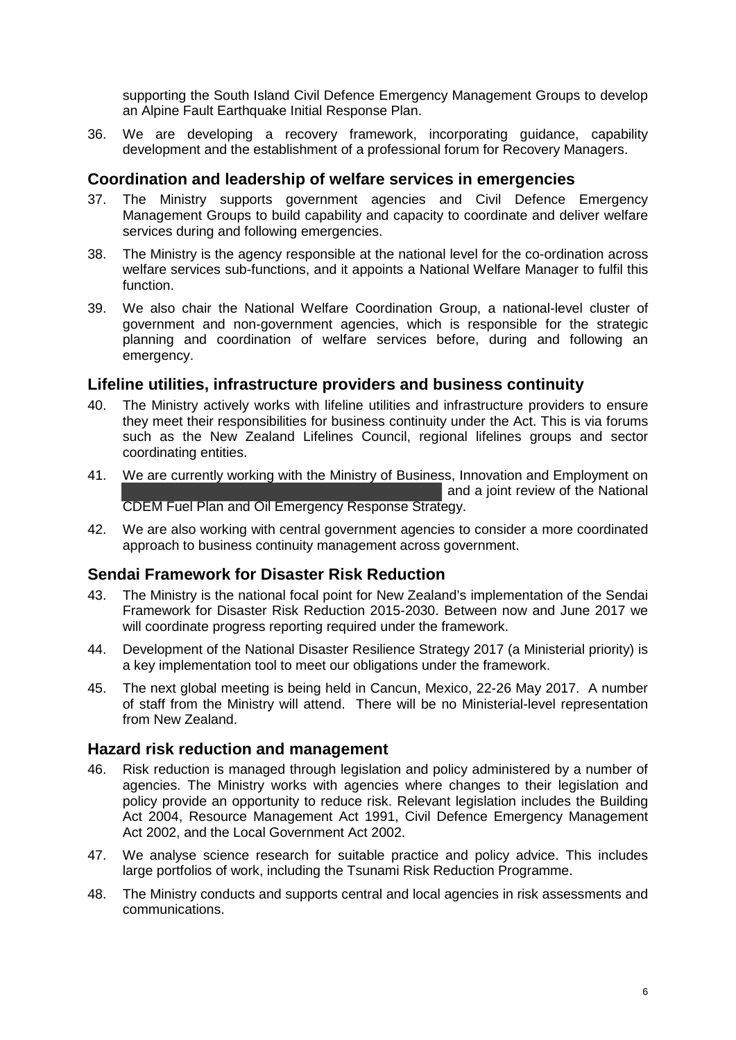supporting the South Island Civil Defence Emergency Management Groups to develop an Alpine Fault Earthquake Initial Response Plan.

36. We are developing a recovery framework, incorporating guidance, capability development and the establishment of a professional forum for Recovery Managers.

## Coordination and leadership of welfare services in emergencies

37. The Ministry supports government agencies and Civil Defence Emergency Management Groups to build capability and capacity to coordinate and deliver welfare services during and following emergencies.

38. The Ministry is the agency responsible at the national level for the co-ordination across welfare services sub-functions, and it appoints a National Welfare Manager to fulfil this function.

39. We also chair the National Welfare Coordination Group, a national-level cluster of government and non-government agencies, which is responsible for the strategic planning and coordination of welfare services before, during and following an emergency.

## Lifeline utilities, infrastructure providers and business continuity

40. The Ministry actively works with lifeline utilities and infrastructure providers to ensure they meet their responsibilities for business continuity under the Act. This is via forums such as the New Zealand Lifelines Council, regional lifelines groups and sector coordinating entities.

41. We are currently working with the Ministry of Business, Innovation and Employment on [redacted] and a joint review of the National CDEM Fuel Plan and Oil Emergency Response Strategy.

42. We are also working with central government agencies to consider a more coordinated approach to business continuity management across government.

## Sendai Framework for Disaster Risk Reduction

43. The Ministry is the national focal point for New Zealand's implementation of the Sendai Framework for Disaster Risk Reduction 2015-2030. Between now and June 2017 we will coordinate progress reporting required under the framework.

44. Development of the National Disaster Resilience Strategy 2017 (a Ministerial priority) is a key implementation tool to meet our obligations under the framework.

45. The next global meeting is being held in Cancun, Mexico, 22-26 May 2017. A number of staff from the Ministry will attend. There will be no Ministerial-level representation from New Zealand.

## Hazard risk reduction and management

46. Risk reduction is managed through legislation and policy administered by a number of agencies. The Ministry works with agencies where changes to their legislation and policy provide an opportunity to reduce risk. Relevant legislation includes the Building Act 2004, Resource Management Act 1991, Civil Defence Emergency Management Act 2002, and the Local Government Act 2002.

47. We analyse science research for suitable practice and policy advice. This includes large portfolios of work, including the Tsunami Risk Reduction Programme.

48. The Ministry conducts and supports central and local agencies in risk assessments and communications.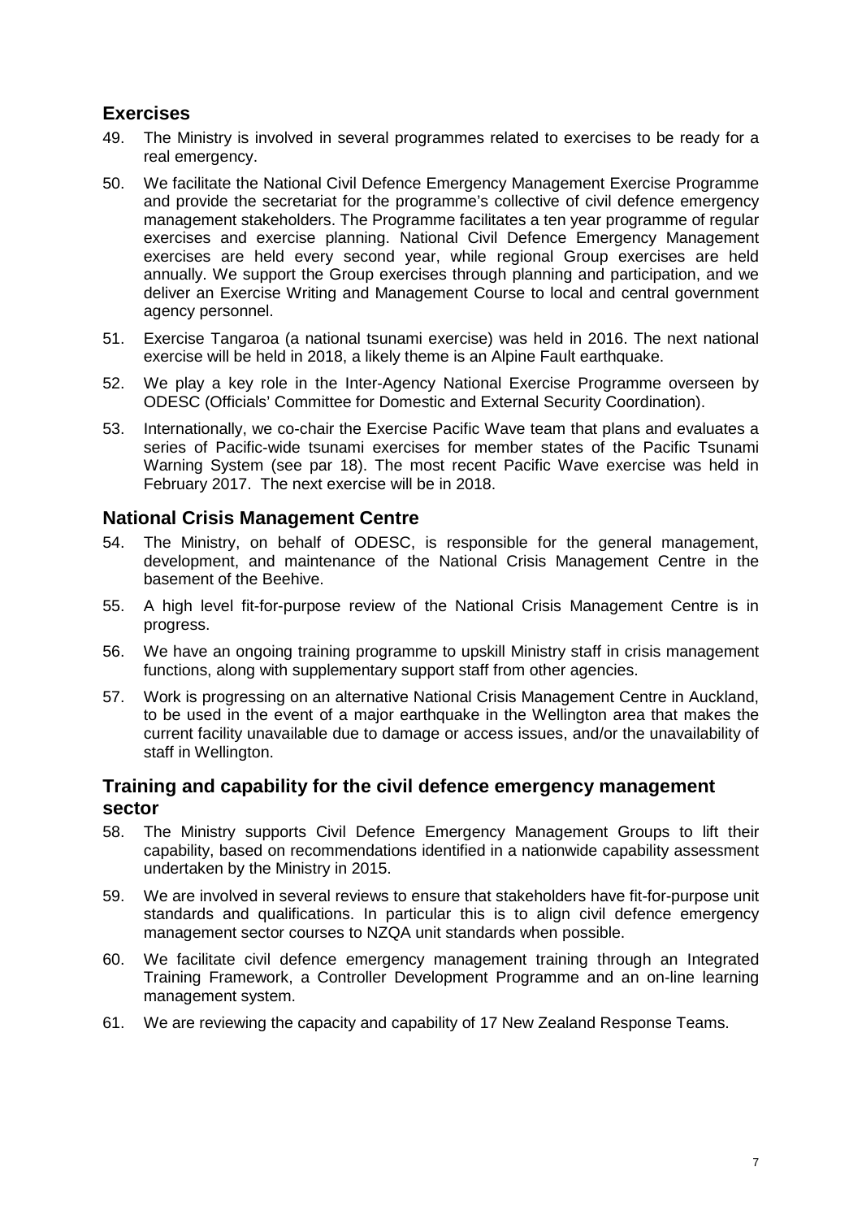## Exercises

49. The Ministry is involved in several programmes related to exercises to be ready for a real emergency.

50. We facilitate the National Civil Defence Emergency Management Exercise Programme and provide the secretariat for the programme's collective of civil defence emergency management stakeholders. The Programme facilitates a ten year programme of regular exercises and exercise planning. National Civil Defence Emergency Management exercises are held every second year, while regional Group exercises are held annually. We support the Group exercises through planning and participation, and we deliver an Exercise Writing and Management Course to local and central government agency personnel.

51. Exercise Tangaroa (a national tsunami exercise) was held in 2016. The next national exercise will be held in 2018, a likely theme is an Alpine Fault earthquake.

52. We play a key role in the Inter-Agency National Exercise Programme overseen by ODESC (Officials' Committee for Domestic and External Security Coordination).

53. Internationally, we co-chair the Exercise Pacific Wave team that plans and evaluates a series of Pacific-wide tsunami exercises for member states of the Pacific Tsunami Warning System (see par 18). The most recent Pacific Wave exercise was held in February 2017. The next exercise will be in 2018.

## National Crisis Management Centre

54. The Ministry, on behalf of ODESC, is responsible for the general management, development, and maintenance of the National Crisis Management Centre in the basement of the Beehive.

55. A high level fit-for-purpose review of the National Crisis Management Centre is in progress.

56. We have an ongoing training programme to upskill Ministry staff in crisis management functions, along with supplementary support staff from other agencies.

57. Work is progressing on an alternative National Crisis Management Centre in Auckland, to be used in the event of a major earthquake in the Wellington area that makes the current facility unavailable due to damage or access issues, and/or the unavailability of staff in Wellington.

## Training and capability for the civil defence emergency management sector

58. The Ministry supports Civil Defence Emergency Management Groups to lift their capability, based on recommendations identified in a nationwide capability assessment undertaken by the Ministry in 2015.

59. We are involved in several reviews to ensure that stakeholders have fit-for-purpose unit standards and qualifications. In particular this is to align civil defence emergency management sector courses to NZQA unit standards when possible.

60. We facilitate civil defence emergency management training through an Integrated Training Framework, a Controller Development Programme and an on-line learning management system.

61. We are reviewing the capacity and capability of 17 New Zealand Response Teams.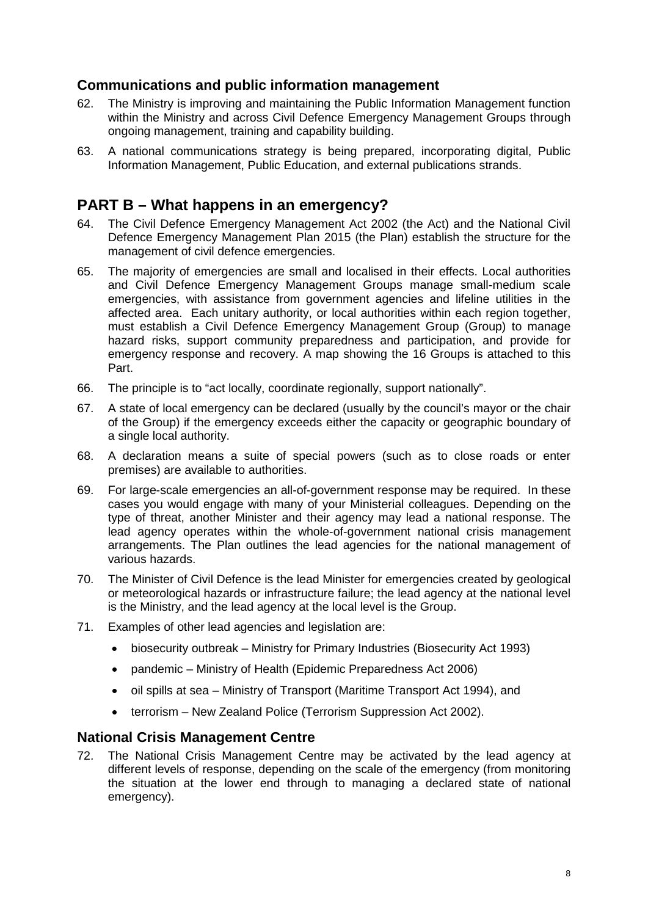### Communications and public information management

62. The Ministry is improving and maintaining the Public Information Management function within the Ministry and across Civil Defence Emergency Management Groups through ongoing management, training and capability building.

63. A national communications strategy is being prepared, incorporating digital, Public Information Management, Public Education, and external publications strands.

## PART B – What happens in an emergency?

64. The Civil Defence Emergency Management Act 2002 (the Act) and the National Civil Defence Emergency Management Plan 2015 (the Plan) establish the structure for the management of civil defence emergencies.

65. The majority of emergencies are small and localised in their effects. Local authorities and Civil Defence Emergency Management Groups manage small-medium scale emergencies, with assistance from government agencies and lifeline utilities in the affected area. Each unitary authority, or local authorities within each region together, must establish a Civil Defence Emergency Management Group (Group) to manage hazard risks, support community preparedness and participation, and provide for emergency response and recovery. A map showing the 16 Groups is attached to this Part.

66. The principle is to "act locally, coordinate regionally, support nationally".

67. A state of local emergency can be declared (usually by the council's mayor or the chair of the Group) if the emergency exceeds either the capacity or geographic boundary of a single local authority.

68. A declaration means a suite of special powers (such as to close roads or enter premises) are available to authorities.

69. For large-scale emergencies an all-of-government response may be required. In these cases you would engage with many of your Ministerial colleagues. Depending on the type of threat, another Minister and their agency may lead a national response. The lead agency operates within the whole-of-government national crisis management arrangements. The Plan outlines the lead agencies for the national management of various hazards.

70. The Minister of Civil Defence is the lead Minister for emergencies created by geological or meteorological hazards or infrastructure failure; the lead agency at the national level is the Ministry, and the lead agency at the local level is the Group.

71. Examples of other lead agencies and legislation are:
    - biosecurity outbreak – Ministry for Primary Industries (Biosecurity Act 1993)
    - pandemic – Ministry of Health (Epidemic Preparedness Act 2006)
    - oil spills at sea – Ministry of Transport (Maritime Transport Act 1994), and
    - terrorism – New Zealand Police (Terrorism Suppression Act 2002).

### National Crisis Management Centre

72. The National Crisis Management Centre may be activated by the lead agency at different levels of response, depending on the scale of the emergency (from monitoring the situation at the lower end through to managing a declared state of national emergency).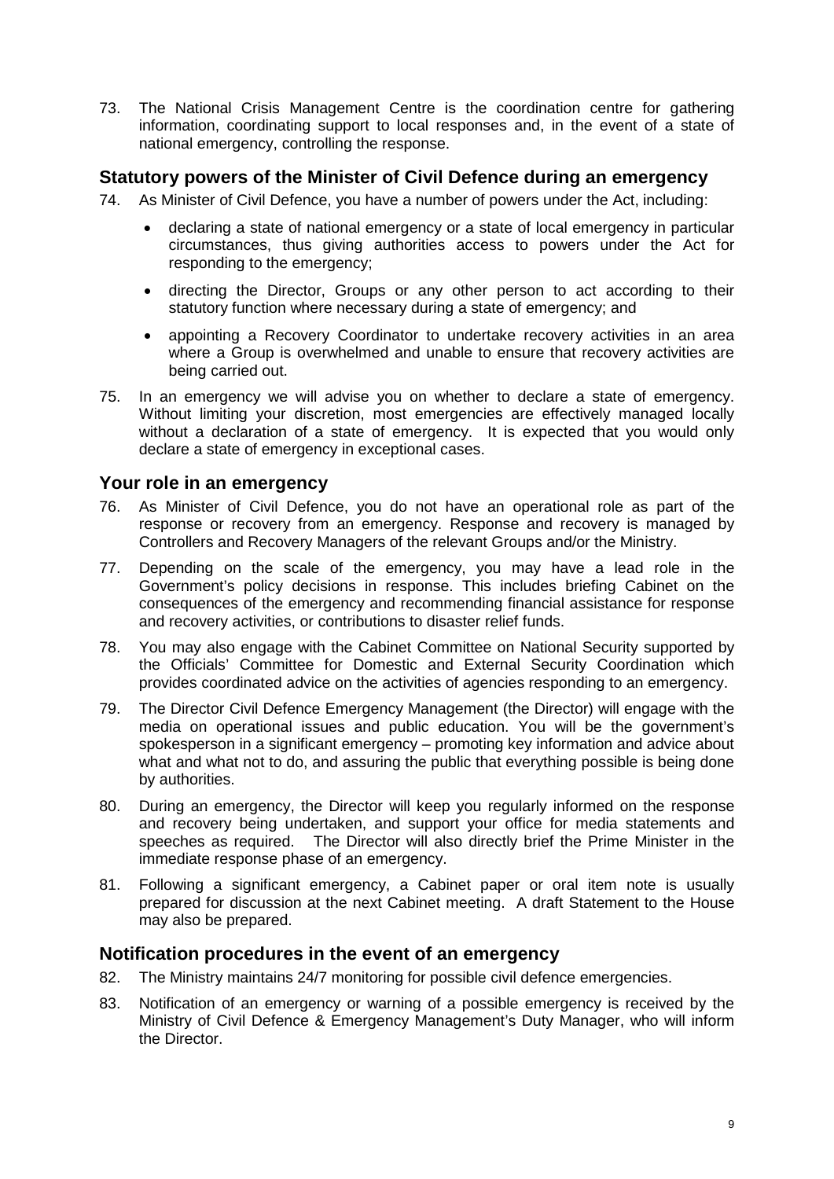73. The National Crisis Management Centre is the coordination centre for gathering information, coordinating support to local responses and, in the event of a state of national emergency, controlling the response.

## Statutory powers of the Minister of Civil Defence during an emergency

74. As Minister of Civil Defence, you have a number of powers under the Act, including:

    - declaring a state of national emergency or a state of local emergency in particular circumstances, thus giving authorities access to powers under the Act for responding to the emergency;
    - directing the Director, Groups or any other person to act according to their statutory function where necessary during a state of emergency; and
    - appointing a Recovery Coordinator to undertake recovery activities in an area where a Group is overwhelmed and unable to ensure that recovery activities are being carried out.

75. In an emergency we will advise you on whether to declare a state of emergency. Without limiting your discretion, most emergencies are effectively managed locally without a declaration of a state of emergency. It is expected that you would only declare a state of emergency in exceptional cases.

## Your role in an emergency

76. As Minister of Civil Defence, you do not have an operational role as part of the response or recovery from an emergency. Response and recovery is managed by Controllers and Recovery Managers of the relevant Groups and/or the Ministry.

77. Depending on the scale of the emergency, you may have a lead role in the Government's policy decisions in response. This includes briefing Cabinet on the consequences of the emergency and recommending financial assistance for response and recovery activities, or contributions to disaster relief funds.

78. You may also engage with the Cabinet Committee on National Security supported by the Officials' Committee for Domestic and External Security Coordination which provides coordinated advice on the activities of agencies responding to an emergency.

79. The Director Civil Defence Emergency Management (the Director) will engage with the media on operational issues and public education. You will be the government's spokesperson in a significant emergency – promoting key information and advice about what and what not to do, and assuring the public that everything possible is being done by authorities.

80. During an emergency, the Director will keep you regularly informed on the response and recovery being undertaken, and support your office for media statements and speeches as required. The Director will also directly brief the Prime Minister in the immediate response phase of an emergency.

81. Following a significant emergency, a Cabinet paper or oral item note is usually prepared for discussion at the next Cabinet meeting. A draft Statement to the House may also be prepared.

## Notification procedures in the event of an emergency

82. The Ministry maintains 24/7 monitoring for possible civil defence emergencies.

83. Notification of an emergency or warning of a possible emergency is received by the Ministry of Civil Defence & Emergency Management's Duty Manager, who will inform the Director.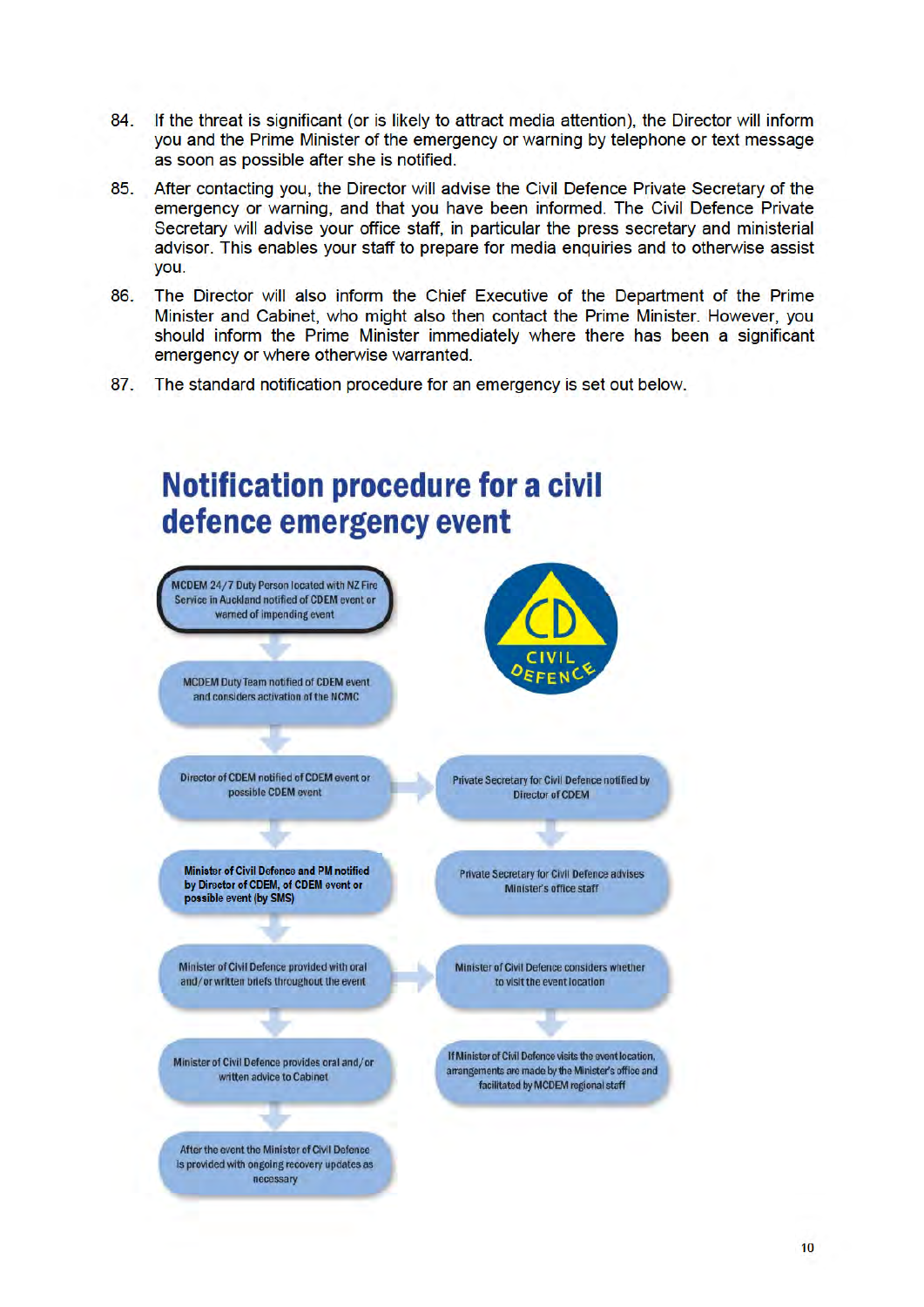84. If the threat is significant (or is likely to attract media attention), the Director will inform you and the Prime Minister of the emergency or warning by telephone or text message as soon as possible after she is notified.

85. After contacting you, the Director will advise the Civil Defence Private Secretary of the emergency or warning, and that you have been informed. The Civil Defence Private Secretary will advise your office staff, in particular the press secretary and ministerial advisor. This enables your staff to prepare for media enquiries and to otherwise assist you.

86. The Director will also inform the Chief Executive of the Department of the Prime Minister and Cabinet, who might also then contact the Prime Minister. However, you should inform the Prime Minister immediately where there has been a significant emergency or where otherwise warranted.

87. The standard notification procedure for an emergency is set out below.

## Notification procedure for a civil defence emergency event

MCDEM 24/7 Duty Person located with NZ Fire Service in Auckland notified of CDEM event or warned of impending event

MCDEM Duty Team notified of CDEM event and considers activation of the NCMC

Director of CDEM notified of CDEM event or possible CDEM event

Private Secretary for Civil Defence notified by Director of CDEM

**Minister of Civil Defence and PM notified by Director of CDEM, of CDEM event or possible event (by SMS)**

Private Secretary for Civil Defence advises Minister's office staff

Minister of Civil Defence provided with oral and/or written briefs throughout the event

Minister of Civil Defence considers whether to visit the event location

Minister of Civil Defence provides oral and/or written advice to Cabinet

If Minister of Civil Defence visits the event location, arrangements are made by the Minister's office and facilitated by MCDEM regional staff

After the event the Minister of Civil Defence is provided with ongoing recovery updates as necessary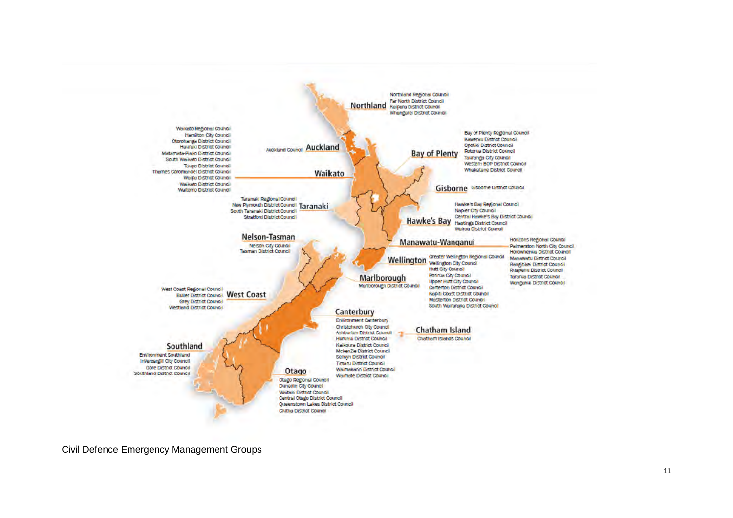## Northland

Northland Regional Council
Far North District Council
Kaipara District Council
Whangarei District Council

## Auckland

Auckland Council

## Waikato

Waikato Regional Council
Hamilton City Council
Otorohanga District Council
Hauraki District Council
Matamata-Piako District Council
South Waikato District Council
Taupo District Council
Thames Coromandel District Council
Waipa District Council
Waikato District Council
Waitomo District Council

## Bay of Plenty

Bay of Plenty Regional Council
Kawerau District Council
Opotiki District Council
Rotorua District Council
Tauranga City Council
Western BOP District Council
Whakatane District Council

## Gisborne

Gisborne District Council

## Taranaki

Taranaki Regional Council
New Plymouth District Council
South Taranaki District Council
Stratford District Council

## Hawke's Bay

Hawke's Bay Regional Council
Napier City Council
Central Hawke's Bay District Council
Hastings District Council
Wairoa District Council

## Nelson-Tasman

Nelson City Council
Tasman District Council

## Manawatu-Wanganui

Horizons Regional Council
Palmerston North City Council
Horowhenua District Council
Manawatu District Council
Rangitikei District Council
Ruapehu District Council
Tararua District Council
Wanganui District Council

## Wellington

Greater Wellington Regional Council
Wellington City Council
Hutt City Council
Porirua City Council
Upper Hutt City Council
Carterton District Council
Kapiti Coast District Council
Masterton District Council
South Wairarapa District Council

## Marlborough

Marlborough District Council

## West Coast

West Coast Regional Council
Buller District Council
Grey District Council
Westland District Council

## Canterbury

Environment Canterbury
Christchurch City Council
Ashburton District Council
Hurunui District Council
Kaikoura District Council
Mckenzie District Council
Selwyn District Council
Timaru District Council
Waimakariri District Council
Waimate District Council

## Chatham Island

Chatham Islands Council

## Southland

Environment Southland
Invercargill City Council
Gore District Council
Southland District Council

## Otago

Otago Regional Council
Dunedin City Council
Waitaki District Council
Central Otago District Council
Queenstown Lakes District Council
Clutha District Council

Civil Defence Emergency Management Groups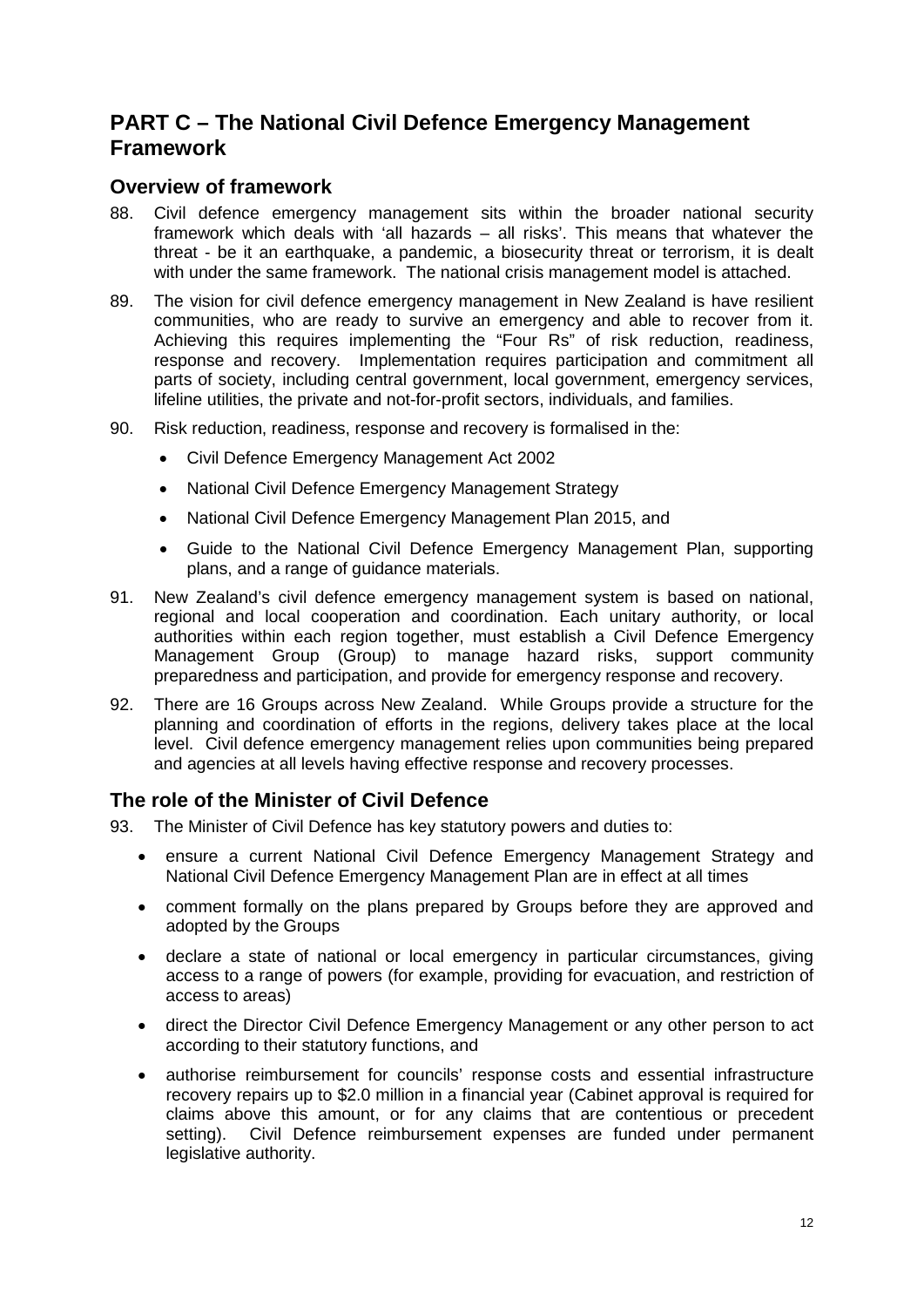## PART C – The National Civil Defence Emergency Management Framework

### Overview of framework

88. Civil defence emergency management sits within the broader national security framework which deals with 'all hazards – all risks'. This means that whatever the threat - be it an earthquake, a pandemic, a biosecurity threat or terrorism, it is dealt with under the same framework. The national crisis management model is attached.

89. The vision for civil defence emergency management in New Zealand is have resilient communities, who are ready to survive an emergency and able to recover from it. Achieving this requires implementing the "Four Rs" of risk reduction, readiness, response and recovery. Implementation requires participation and commitment all parts of society, including central government, local government, emergency services, lifeline utilities, the private and not-for-profit sectors, individuals, and families.

90. Risk reduction, readiness, response and recovery is formalised in the:

    - Civil Defence Emergency Management Act 2002
    - National Civil Defence Emergency Management Strategy
    - National Civil Defence Emergency Management Plan 2015, and
    - Guide to the National Civil Defence Emergency Management Plan, supporting plans, and a range of guidance materials.

91. New Zealand's civil defence emergency management system is based on national, regional and local cooperation and coordination. Each unitary authority, or local authorities within each region together, must establish a Civil Defence Emergency Management Group (Group) to manage hazard risks, support community preparedness and participation, and provide for emergency response and recovery.

92. There are 16 Groups across New Zealand. While Groups provide a structure for the planning and coordination of efforts in the regions, delivery takes place at the local level. Civil defence emergency management relies upon communities being prepared and agencies at all levels having effective response and recovery processes.

### The role of the Minister of Civil Defence

93. The Minister of Civil Defence has key statutory powers and duties to:

    - ensure a current National Civil Defence Emergency Management Strategy and National Civil Defence Emergency Management Plan are in effect at all times
    - comment formally on the plans prepared by Groups before they are approved and adopted by the Groups
    - declare a state of national or local emergency in particular circumstances, giving access to a range of powers (for example, providing for evacuation, and restriction of access to areas)
    - direct the Director Civil Defence Emergency Management or any other person to act according to their statutory functions, and
    - authorise reimbursement for councils' response costs and essential infrastructure recovery repairs up to $2.0 million in a financial year (Cabinet approval is required for claims above this amount, or for any claims that are contentious or precedent setting). Civil Defence reimbursement expenses are funded under permanent legislative authority.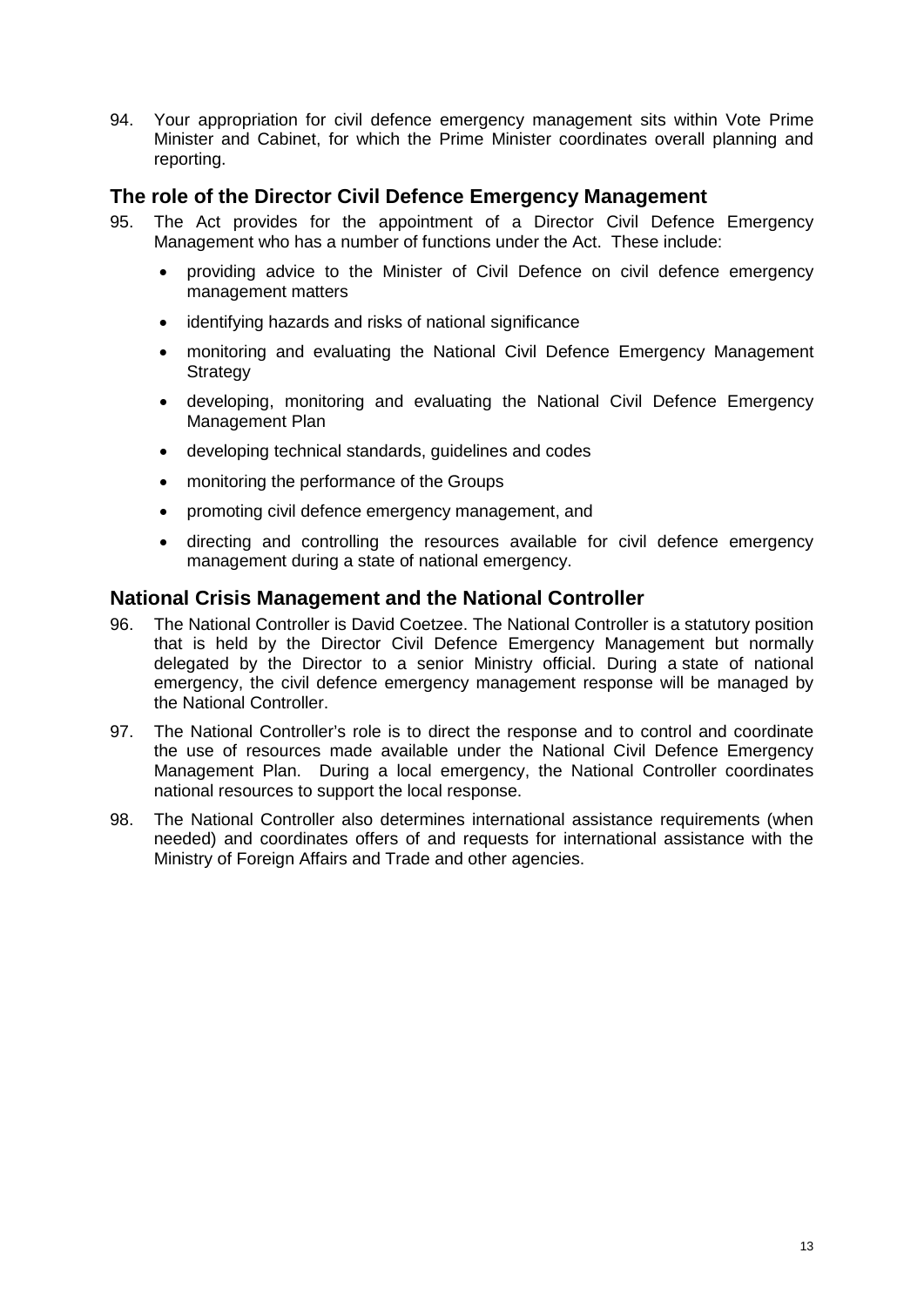94. Your appropriation for civil defence emergency management sits within Vote Prime Minister and Cabinet, for which the Prime Minister coordinates overall planning and reporting.

## The role of the Director Civil Defence Emergency Management

95. The Act provides for the appointment of a Director Civil Defence Emergency Management who has a number of functions under the Act. These include:

    - providing advice to the Minister of Civil Defence on civil defence emergency management matters
    - identifying hazards and risks of national significance
    - monitoring and evaluating the National Civil Defence Emergency Management Strategy
    - developing, monitoring and evaluating the National Civil Defence Emergency Management Plan
    - developing technical standards, guidelines and codes
    - monitoring the performance of the Groups
    - promoting civil defence emergency management, and
    - directing and controlling the resources available for civil defence emergency management during a state of national emergency.

## National Crisis Management and the National Controller

96. The National Controller is David Coetzee. The National Controller is a statutory position that is held by the Director Civil Defence Emergency Management but normally delegated by the Director to a senior Ministry official. During a state of national emergency, the civil defence emergency management response will be managed by the National Controller.

97. The National Controller's role is to direct the response and to control and coordinate the use of resources made available under the National Civil Defence Emergency Management Plan. During a local emergency, the National Controller coordinates national resources to support the local response.

98. The National Controller also determines international assistance requirements (when needed) and coordinates offers of and requests for international assistance with the Ministry of Foreign Affairs and Trade and other agencies.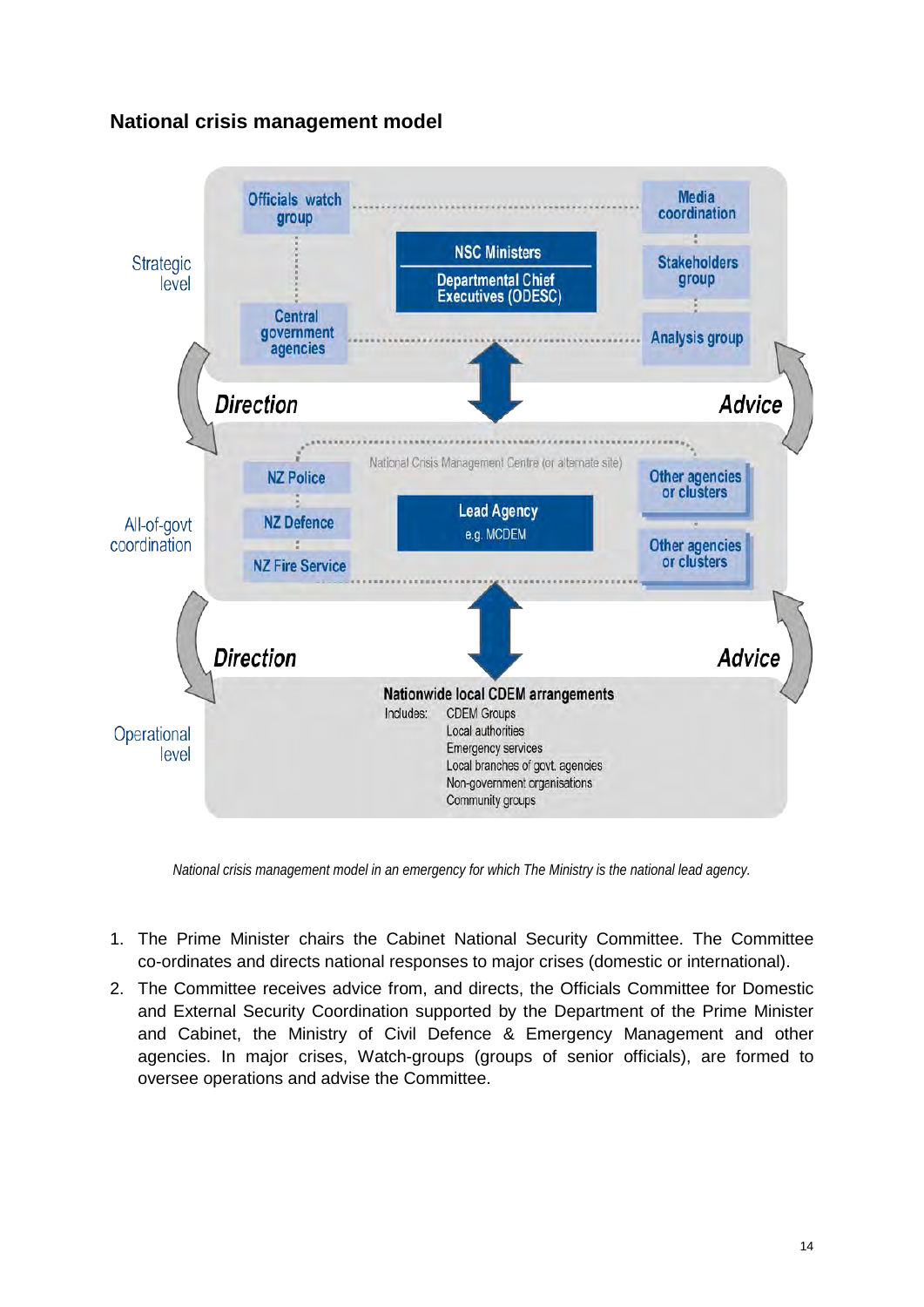## National crisis management model

**Strategic level**

- Officials watch group
- Central government agencies
- NSC Ministers
- Departmental Chief Executives (ODESC)
- Media coordination
- Stakeholders group
- Analysis group

Direction — Advice

**All-of-govt coordination**

National Crisis Management Centre (or alternate site)

- NZ Police
- NZ Defence
- NZ Fire Service
- Lead Agency e.g. MCDEM
- Other agencies or clusters
- Other agencies or clusters

Direction — Advice

**Operational level**

**Nationwide local CDEM arrangements**

Includes:
- CDEM Groups
- Local authorities
- Emergency services
- Local branches of govt. agencies
- Non-government organisations
- Community groups

*National crisis management model in an emergency for which The Ministry is the national lead agency.*

1. The Prime Minister chairs the Cabinet National Security Committee. The Committee co-ordinates and directs national responses to major crises (domestic or international).
2. The Committee receives advice from, and directs, the Officials Committee for Domestic and External Security Coordination supported by the Department of the Prime Minister and Cabinet, the Ministry of Civil Defence & Emergency Management and other agencies. In major crises, Watch-groups (groups of senior officials), are formed to oversee operations and advise the Committee.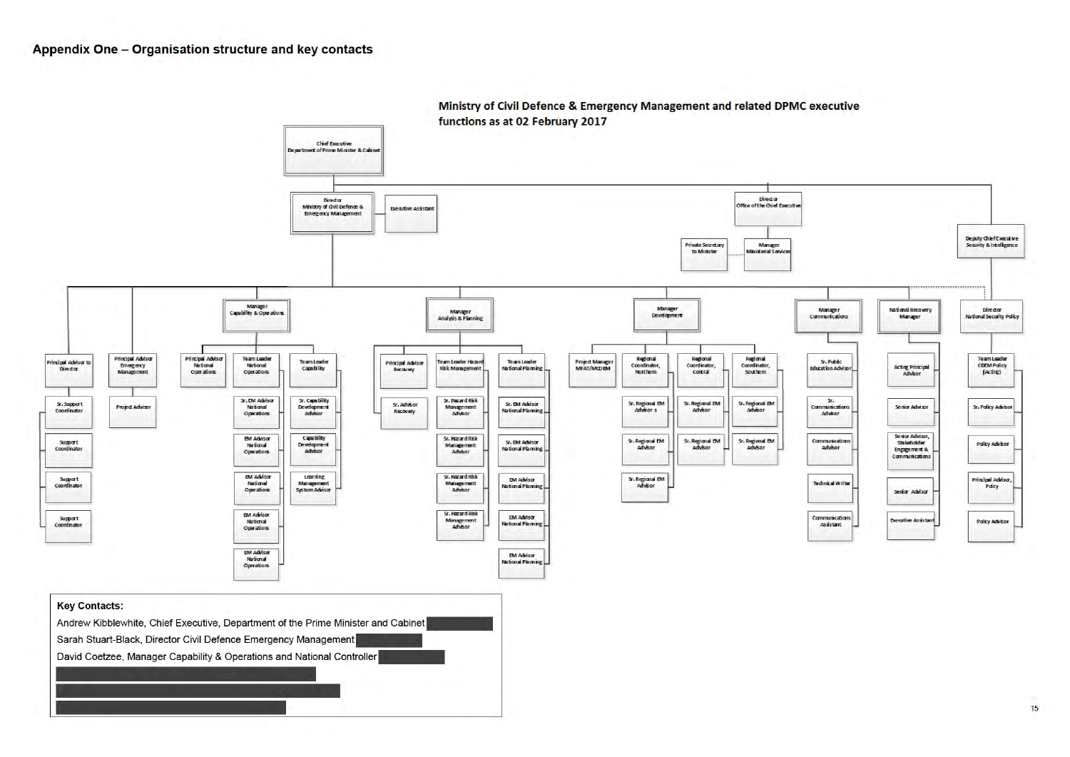## Appendix One – Organisation structure and key contacts

**Ministry of Civil Defence & Emergency Management and related DPMC executive functions as at 02 February 2017**

Chief Executive
Department of Prime Minister & Cabinet

Director
Ministry of Civil Defence & Emergency Management

Executive Assistant

Director
Office of the Chief Executive

Private Secretary to Minister

Manager
Ministerial Services

Deputy Chief Executive
Security & Intelligence

Principal Advisor to Director

Sr. Support Coordinator

Support Coordinator

Support Coordinator

Support Coordinator

Principal Advisor
Emergency Management

Project Advisor

Manager
Capability & Operations

Principal Advisor
National Operations

Team Leader
National Operations

Sr. EM Advisor
National Operations

EM Advisor
National Operations

EM Advisor
National Operations

EM Advisor
National Operations

EM Advisor
National Operations

Team Leader
Capability

Sr. Capability Development Advisor

Capability Development Advisor

Learning Management System Advisor

Manager
Analysis & Planning

Principal Advisor
Recovery

Sr. Advisor
Recovery

Team Leader Hazard Risk Management

Sr. Hazard Risk Management Advisor

Sr. Hazard Risk Management Advisor

Sr. Hazard Risk Management Advisor

Sr. Hazard Risk Management Advisor

Team Leader
National Planning

Sr. EM Advisor
National Planning

Sr. EM Advisor
National Planning

EM Advisor
National Planning

EM Advisor
National Planning

EM Advisor
National Planning

Manager
Development

Project Manager
MFAT/MCDEM

Regional Coordinator, Northern

Sr. Regional EM Advisor s

Sr. Regional EM Advisor

Sr. Regional EM Advisor

Regional Coordinator, Central

Sr. Regional EM Advisor

Sr. Regional EM Advisor

Regional Coordinator, Southern

Sr. Regional EM Advisor

Sr. Regional EM Advisor

Manager
Communications

Sr. Public Education Advisor

Sr. Communications Advisor

Communications Advisor

Technical Writer

Communications Assistant

National Recovery Manager

Acting Principal Advisor

Senior Advisor

Senior Advisor, Stakeholder Engagement & Communications

Senior Advisor

Executive Assistant

Director
National Security Policy

Team Leader
CDEM Policy (Acting)

Sr. Policy Advisor

Policy Advisor

Principal Advisor, Policy

Policy Advisor

**Key Contacts:**

Andrew Kibblewhite, Chief Executive, Department of the Prime Minister and Cabinet

Sarah Stuart-Black, Director Civil Defence Emergency Management

David Coetzee, Manager Capability & Operations and National Controller